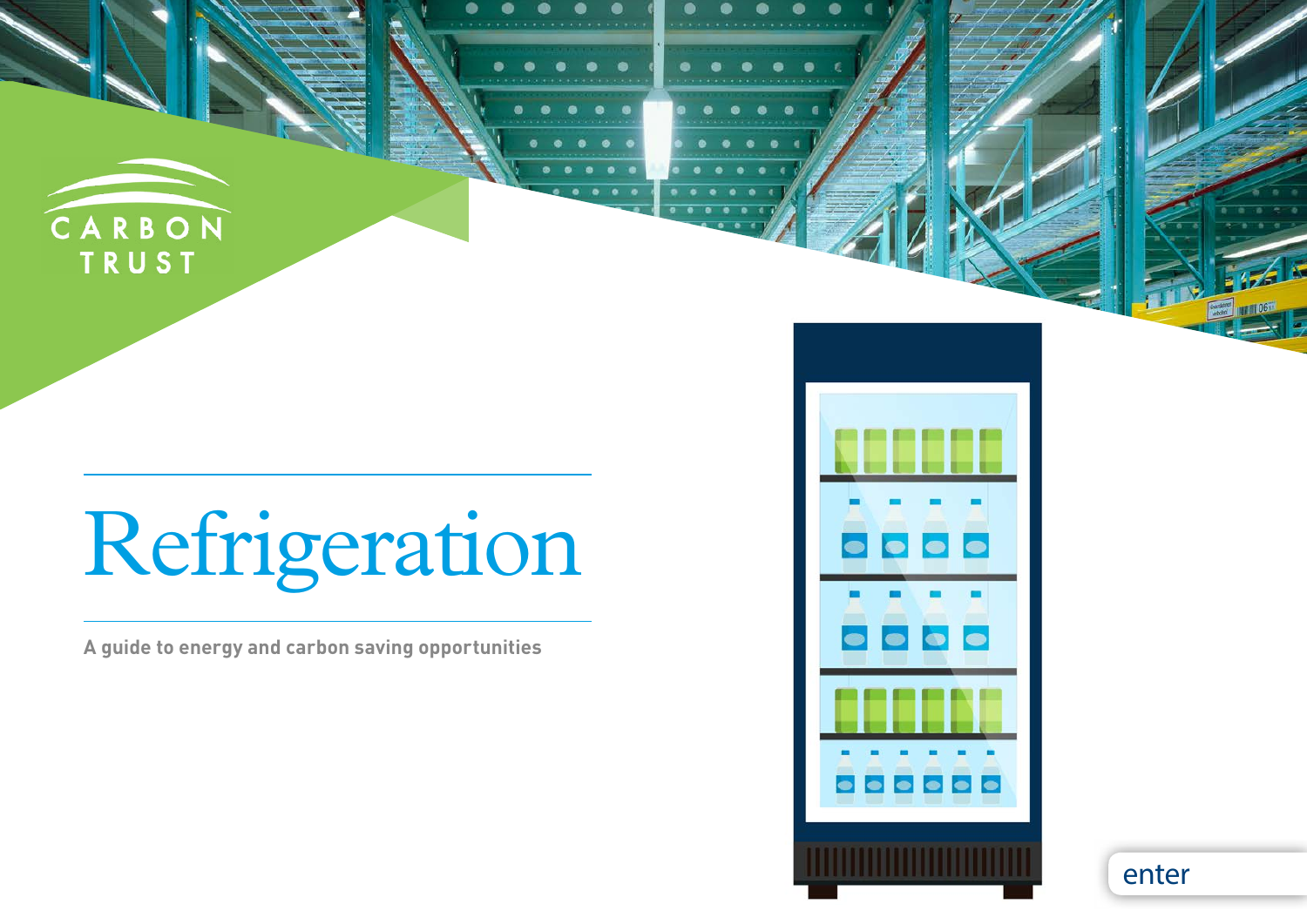CARBON TRUST

# Refrigeration

**A guide to energy and carbon saving opportunities**

enter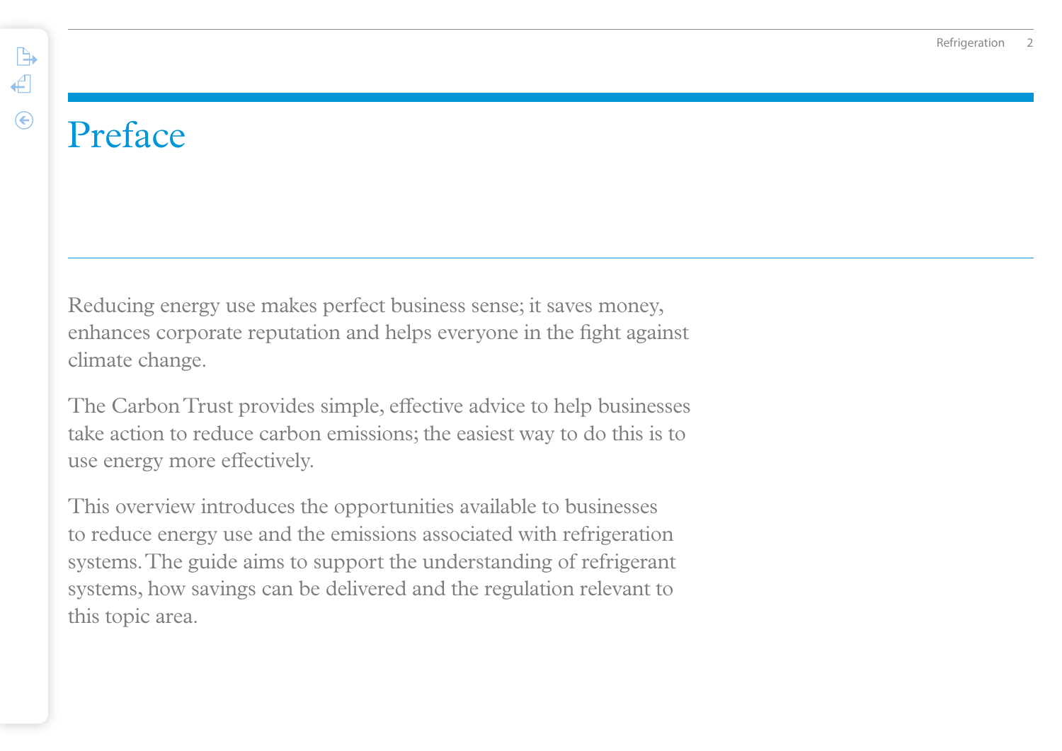# Preface

Reducing energy use makes perfect business sense; it saves money, enhances corporate reputation and helps everyone in the fight against climate change.

The Carbon Trust provides simple, effective advice to help businesses take action to reduce carbon emissions; the easiest way to do this is to use energy more effectively.

This overview introduces the opportunities available to businesses to reduce energy use and the emissions associated with refrigeration systems. The guide aims to support the understanding of refrigerant systems, how savings can be delivered and the regulation relevant to this topic area.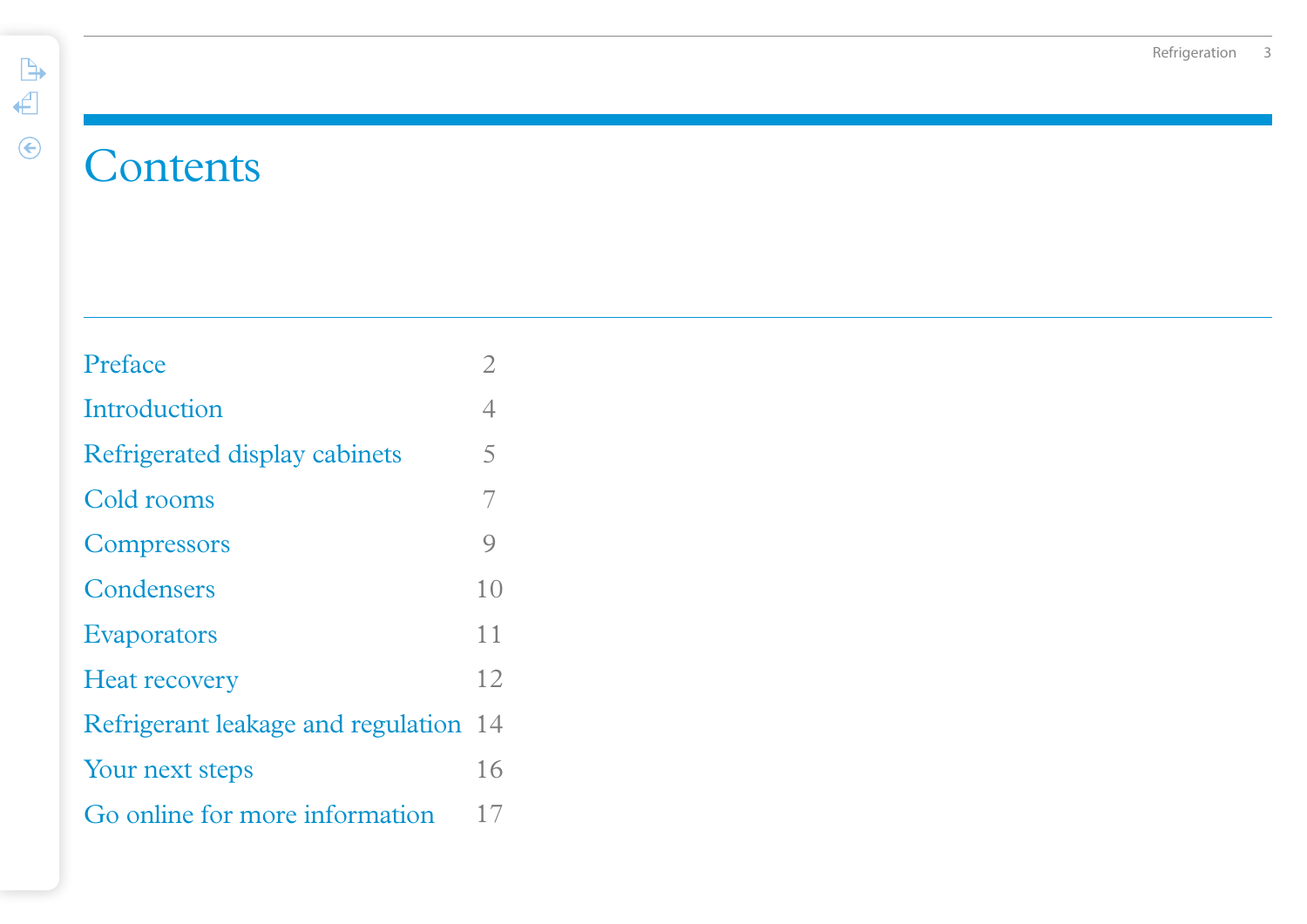# Contents

| | |
|---|---|
| Preface | 2 |
| Introduction | 4 |
| Refrigerated display cabinets | 5 |
| Cold rooms | 7 |
| Compressors | 9 |
| Condensers | 10 |
| Evaporators | 11 |
| Heat recovery | 12 |
| Refrigerant leakage and regulation | 14 |
| Your next steps | 16 |
| Go online for more information | 17 |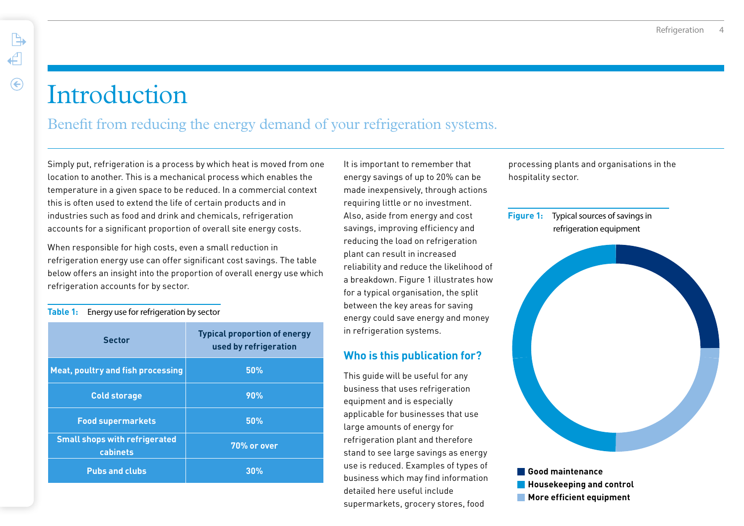# Introduction

Benefit from reducing the energy demand of your refrigeration systems.

Simply put, refrigeration is a process by which heat is moved from one location to another. This is a mechanical process which enables the temperature in a given space to be reduced. In a commercial context this is often used to extend the life of certain products and in industries such as food and drink and chemicals, refrigeration accounts for a significant proportion of overall site energy costs.

When responsible for high costs, even a small reduction in refrigeration energy use can offer significant cost savings. The table below offers an insight into the proportion of overall energy use which refrigeration accounts for by sector.

**Table 1:** Energy use for refrigeration by sector

| Sector | Typical proportion of energy used by refrigeration |
|---|---|
| Meat, poultry and fish processing | 50% |
| Cold storage | 90% |
| Food supermarkets | 50% |
| Small shops with refrigerated cabinets | 70% or over |
| Pubs and clubs | 30% |

It is important to remember that energy savings of up to 20% can be made inexpensively, through actions requiring little or no investment. Also, aside from energy and cost savings, improving efficiency and reducing the load on refrigeration plant can result in increased reliability and reduce the likelihood of a breakdown. Figure 1 illustrates how for a typical organisation, the split between the key areas for saving energy could save energy and money in refrigeration systems.

## Who is this publication for?

This guide will be useful for any business that uses refrigeration equipment and is especially applicable for businesses that use large amounts of energy for refrigeration plant and therefore stand to see large savings as energy use is reduced. Examples of types of business which may find information detailed here useful include supermarkets, grocery stores, food processing plants and organisations in the hospitality sector.

**Figure 1:** Typical sources of savings in refrigeration equipment

- Good maintenance
- Housekeeping and control
- More efficient equipment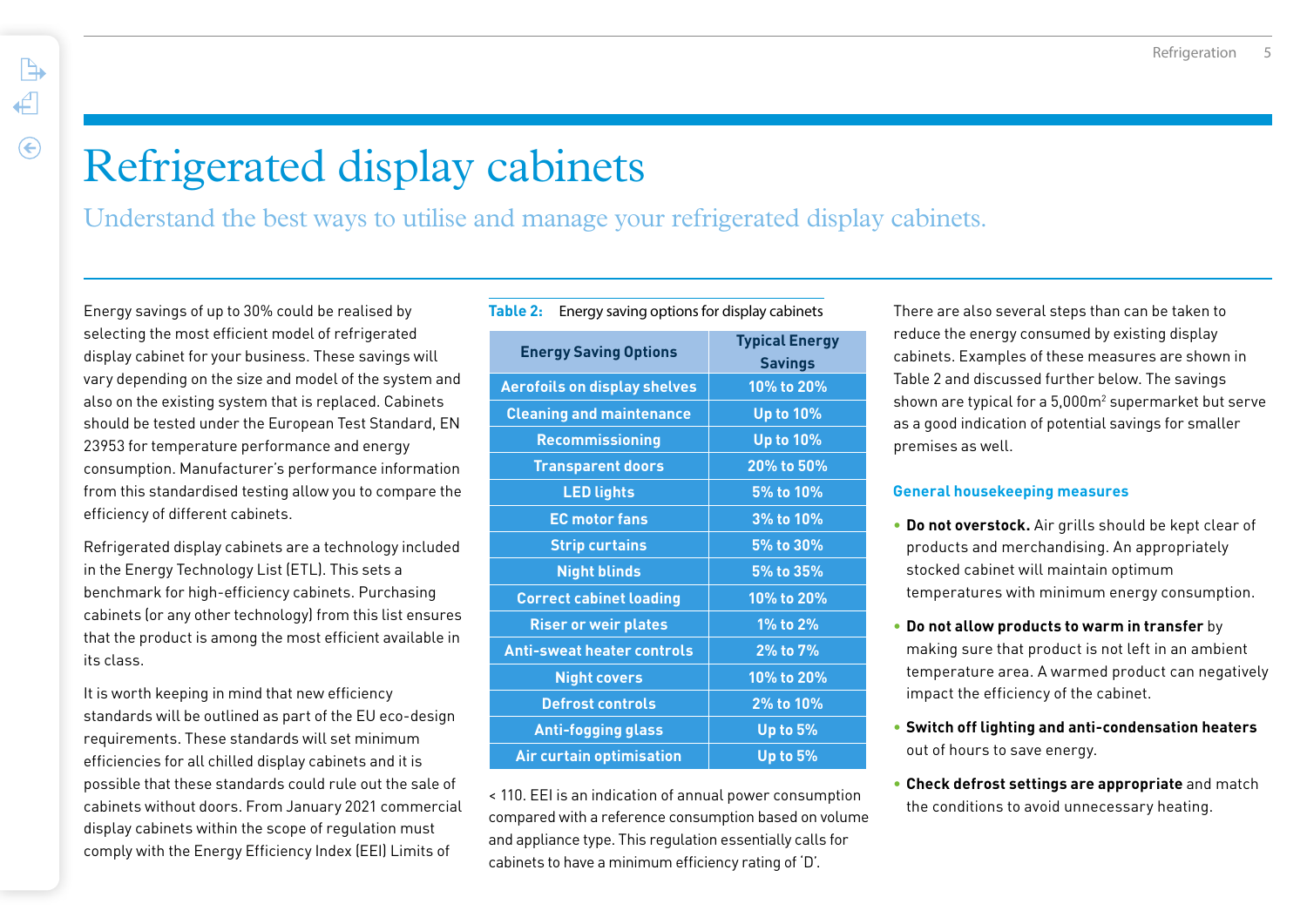# Refrigerated display cabinets

Understand the best ways to utilise and manage your refrigerated display cabinets.

Energy savings of up to 30% could be realised by selecting the most efficient model of refrigerated display cabinet for your business. These savings will vary depending on the size and model of the system and also on the existing system that is replaced. Cabinets should be tested under the European Test Standard, EN 23953 for temperature performance and energy consumption. Manufacturer's performance information from this standardised testing allow you to compare the efficiency of different cabinets.

Refrigerated display cabinets are a technology included in the Energy Technology List (ETL). This sets a benchmark for high-efficiency cabinets. Purchasing cabinets (or any other technology) from this list ensures that the product is among the most efficient available in its class.

It is worth keeping in mind that new efficiency standards will be outlined as part of the EU eco-design requirements. These standards will set minimum efficiencies for all chilled display cabinets and it is possible that these standards could rule out the sale of cabinets without doors. From January 2021 commercial display cabinets within the scope of regulation must comply with the Energy Efficiency Index (EEI) Limits of < 110. EEI is an indication of annual power consumption compared with a reference consumption based on volume and appliance type. This regulation essentially calls for cabinets to have a minimum efficiency rating of 'D'.

**Table 2:** Energy saving options for display cabinets

| Energy Saving Options | Typical Energy Savings |
|---|---|
| Aerofoils on display shelves | 10% to 20% |
| Cleaning and maintenance | Up to 10% |
| Recommissioning | Up to 10% |
| Transparent doors | 20% to 50% |
| LED lights | 5% to 10% |
| EC motor fans | 3% to 10% |
| Strip curtains | 5% to 30% |
| Night blinds | 5% to 35% |
| Correct cabinet loading | 10% to 20% |
| Riser or weir plates | 1% to 2% |
| Anti-sweat heater controls | 2% to 7% |
| Night covers | 10% to 20% |
| Defrost controls | 2% to 10% |
| Anti-fogging glass | Up to 5% |
| Air curtain optimisation | Up to 5% |

There are also several steps than can be taken to reduce the energy consumed by existing display cabinets. Examples of these measures are shown in Table 2 and discussed further below. The savings shown are typical for a 5,000m$^2$ supermarket but serve as a good indication of potential savings for smaller premises as well.

### General housekeeping measures

- **Do not overstock.** Air grills should be kept clear of products and merchandising. An appropriately stocked cabinet will maintain optimum temperatures with minimum energy consumption.
- **Do not allow products to warm in transfer** by making sure that product is not left in an ambient temperature area. A warmed product can negatively impact the efficiency of the cabinet.
- **Switch off lighting and anti-condensation heaters** out of hours to save energy.
- **Check defrost settings are appropriate** and match the conditions to avoid unnecessary heating.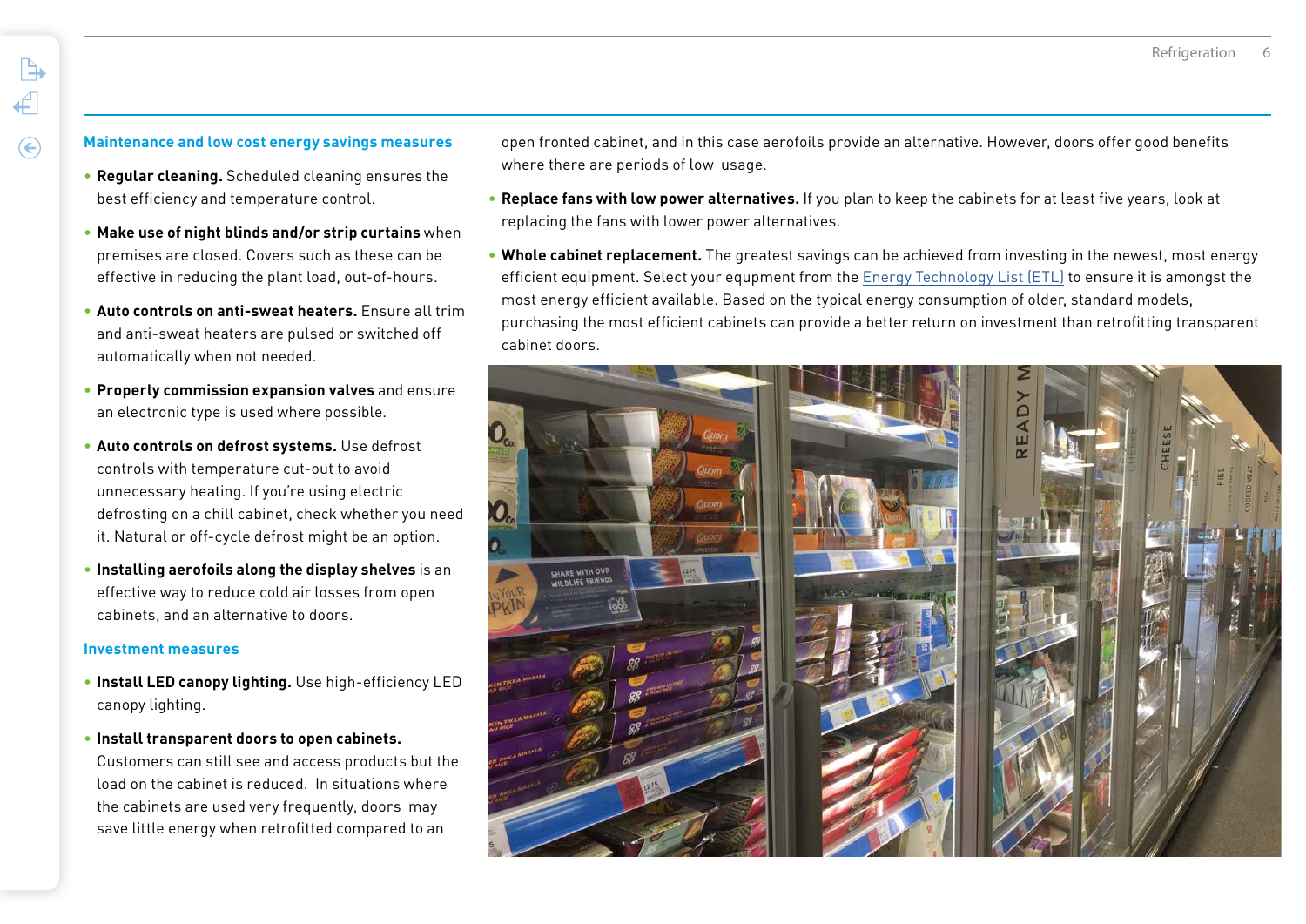## Maintenance and low cost energy savings measures

- **Regular cleaning.** Scheduled cleaning ensures the best efficiency and temperature control.
- **Make use of night blinds and/or strip curtains** when premises are closed. Covers such as these can be effective in reducing the plant load, out-of-hours.
- **Auto controls on anti-sweat heaters.** Ensure all trim and anti-sweat heaters are pulsed or switched off automatically when not needed.
- **Properly commission expansion valves** and ensure an electronic type is used where possible.
- **Auto controls on defrost systems.** Use defrost controls with temperature cut-out to avoid unnecessary heating. If you're using electric defrosting on a chill cabinet, check whether you need it. Natural or off-cycle defrost might be an option.
- **Installing aerofoils along the display shelves** is an effective way to reduce cold air losses from open cabinets, and an alternative to doors.

## Investment measures

- **Install LED canopy lighting.** Use high-efficiency LED canopy lighting.
- **Install transparent doors to open cabinets.** Customers can still see and access products but the load on the cabinet is reduced. In situations where the cabinets are used very frequently, doors may save little energy when retrofitted compared to an open fronted cabinet, and in this case aerofoils provide an alternative. However, doors offer good benefits where there are periods of low usage.
- **Replace fans with low power alternatives.** If you plan to keep the cabinets for at least five years, look at replacing the fans with lower power alternatives.
- **Whole cabinet replacement.** The greatest savings can be achieved from investing in the newest, most energy efficient equipment. Select your equpment from the Energy Technology List (ETL) to ensure it is amongst the most energy efficient available. Based on the typical energy consumption of older, standard models, purchasing the most efficient cabinets can provide a better return on investment than retrofitting transparent cabinet doors.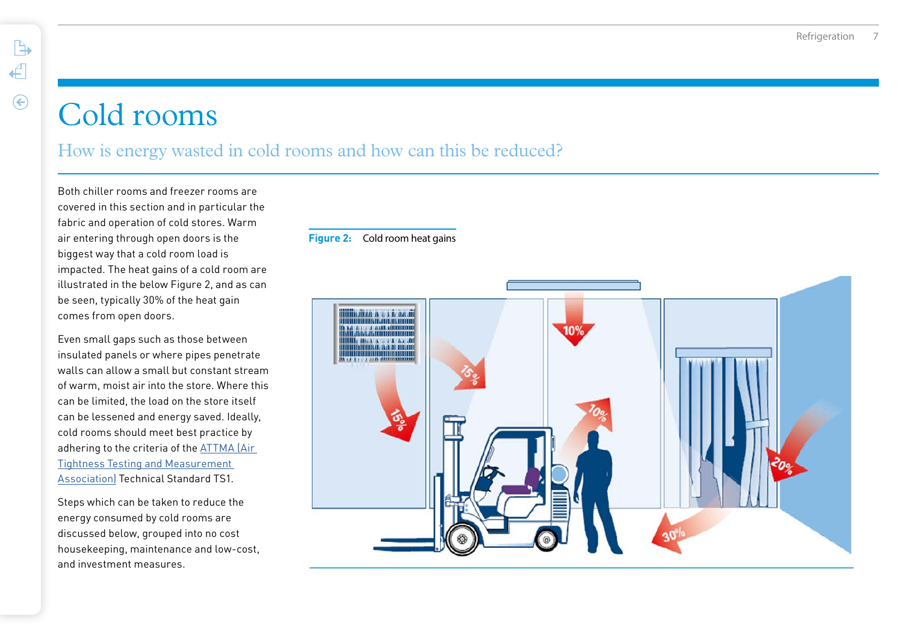# Cold rooms

## How is energy wasted in cold rooms and how can this be reduced?

Both chiller rooms and freezer rooms are covered in this section and in particular the fabric and operation of cold stores. Warm air entering through open doors is the biggest way that a cold room load is impacted. The heat gains of a cold room are illustrated in the below Figure 2, and as can be seen, typically 30% of the heat gain comes from open doors.

Even small gaps such as those between insulated panels or where pipes penetrate walls can allow a small but constant stream of warm, moist air into the store. Where this can be limited, the load on the store itself can be lessened and energy saved. Ideally, cold rooms should meet best practice by adhering to the criteria of the ATTMA (Air Tightness Testing and Measurement Association) Technical Standard TS1.

Steps which can be taken to reduce the energy consumed by cold rooms are discussed below, grouped into no cost housekeeping, maintenance and low-cost, and investment measures.

**Figure 2:** Cold room heat gains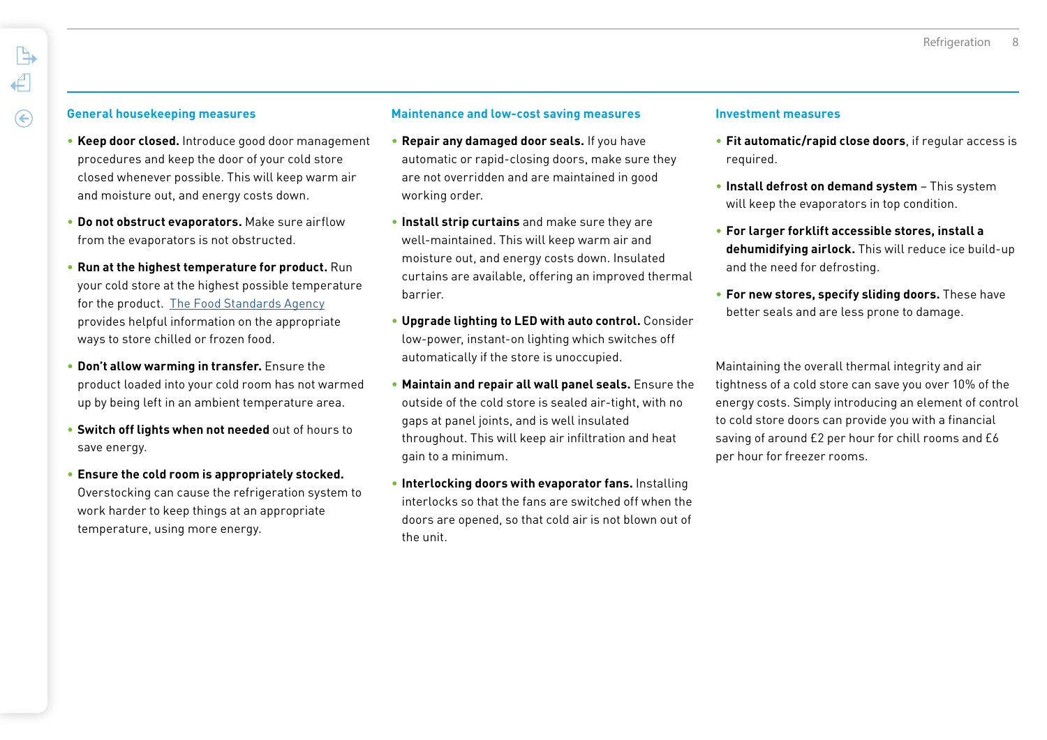## General housekeeping measures

- **Keep door closed.** Introduce good door management procedures and keep the door of your cold store closed whenever possible. This will keep warm air and moisture out, and energy costs down.
- **Do not obstruct evaporators.** Make sure airflow from the evaporators is not obstructed.
- **Run at the highest temperature for product.** Run your cold store at the highest possible temperature for the product. The Food Standards Agency provides helpful information on the appropriate ways to store chilled or frozen food.
- **Don't allow warming in transfer.** Ensure the product loaded into your cold room has not warmed up by being left in an ambient temperature area.
- **Switch off lights when not needed** out of hours to save energy.
- **Ensure the cold room is appropriately stocked.** Overstocking can cause the refrigeration system to work harder to keep things at an appropriate temperature, using more energy.

## Maintenance and low-cost saving measures

- **Repair any damaged door seals.** If you have automatic or rapid-closing doors, make sure they are not overridden and are maintained in good working order.
- **Install strip curtains** and make sure they are well-maintained. This will keep warm air and moisture out, and energy costs down. Insulated curtains are available, offering an improved thermal barrier.
- **Upgrade lighting to LED with auto control.** Consider low-power, instant-on lighting which switches off automatically if the store is unoccupied.
- **Maintain and repair all wall panel seals.** Ensure the outside of the cold store is sealed air-tight, with no gaps at panel joints, and is well insulated throughout. This will keep air infiltration and heat gain to a minimum.
- **Interlocking doors with evaporator fans.** Installing interlocks so that the fans are switched off when the doors are opened, so that cold air is not blown out of the unit.

## Investment measures

- **Fit automatic/rapid close doors**, if regular access is required.
- **Install defrost on demand system** – This system will keep the evaporators in top condition.
- **For larger forklift accessible stores, install a dehumidifying airlock.** This will reduce ice build-up and the need for defrosting.
- **For new stores, specify sliding doors.** These have better seals and are less prone to damage.

Maintaining the overall thermal integrity and air tightness of a cold store can save you over 10% of the energy costs. Simply introducing an element of control to cold store doors can provide you with a financial saving of around £2 per hour for chill rooms and £6 per hour for freezer rooms.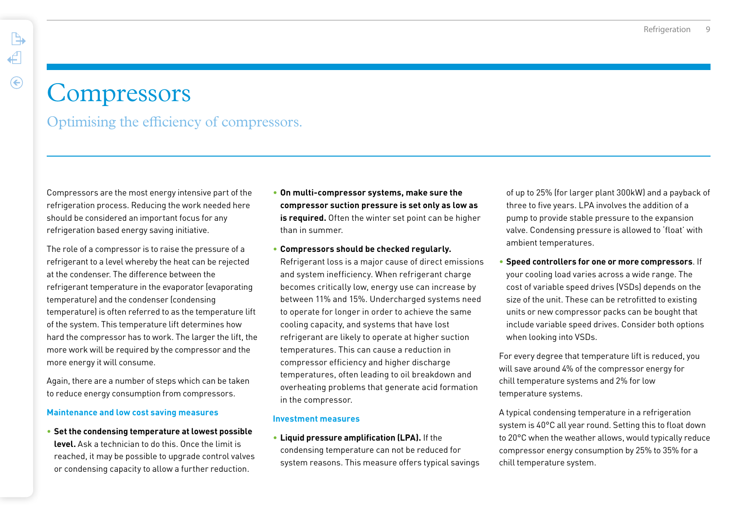# Compressors

## Optimising the efficiency of compressors.

Compressors are the most energy intensive part of the refrigeration process. Reducing the work needed here should be considered an important focus for any refrigeration based energy saving initiative.

The role of a compressor is to raise the pressure of a refrigerant to a level whereby the heat can be rejected at the condenser. The difference between the refrigerant temperature in the evaporator (evaporating temperature) and the condenser (condensing temperature) is often referred to as the temperature lift of the system. This temperature lift determines how hard the compressor has to work. The larger the lift, the more work will be required by the compressor and the more energy it will consume.

Again, there are a number of steps which can be taken to reduce energy consumption from compressors.

### Maintenance and low cost saving measures

- **Set the condensing temperature at lowest possible level.** Ask a technician to do this. Once the limit is reached, it may be possible to upgrade control valves or condensing capacity to allow a further reduction.
- **On multi-compressor systems, make sure the compressor suction pressure is set only as low as is required.** Often the winter set point can be higher than in summer.
- **Compressors should be checked regularly.** Refrigerant loss is a major cause of direct emissions and system inefficiency. When refrigerant charge becomes critically low, energy use can increase by between 11% and 15%. Undercharged systems need to operate for longer in order to achieve the same cooling capacity, and systems that have lost refrigerant are likely to operate at higher suction temperatures. This can cause a reduction in compressor efficiency and higher discharge temperatures, often leading to oil breakdown and overheating problems that generate acid formation in the compressor.

### Investment measures

- **Liquid pressure amplification (LPA).** If the condensing temperature can not be reduced for system reasons. This measure offers typical savings of up to 25% (for larger plant 300kW) and a payback of three to five years. LPA involves the addition of a pump to provide stable pressure to the expansion valve. Condensing pressure is allowed to 'float' with ambient temperatures.
- **Speed controllers for one or more compressors**. If your cooling load varies across a wide range. The cost of variable speed drives (VSDs) depends on the size of the unit. These can be retrofitted to existing units or new compressor packs can be bought that include variable speed drives. Consider both options when looking into VSDs.

For every degree that temperature lift is reduced, you will save around 4% of the compressor energy for chill temperature systems and 2% for low temperature systems.

A typical condensing temperature in a refrigeration system is 40°C all year round. Setting this to float down to 20°C when the weather allows, would typically reduce compressor energy consumption by 25% to 35% for a chill temperature system.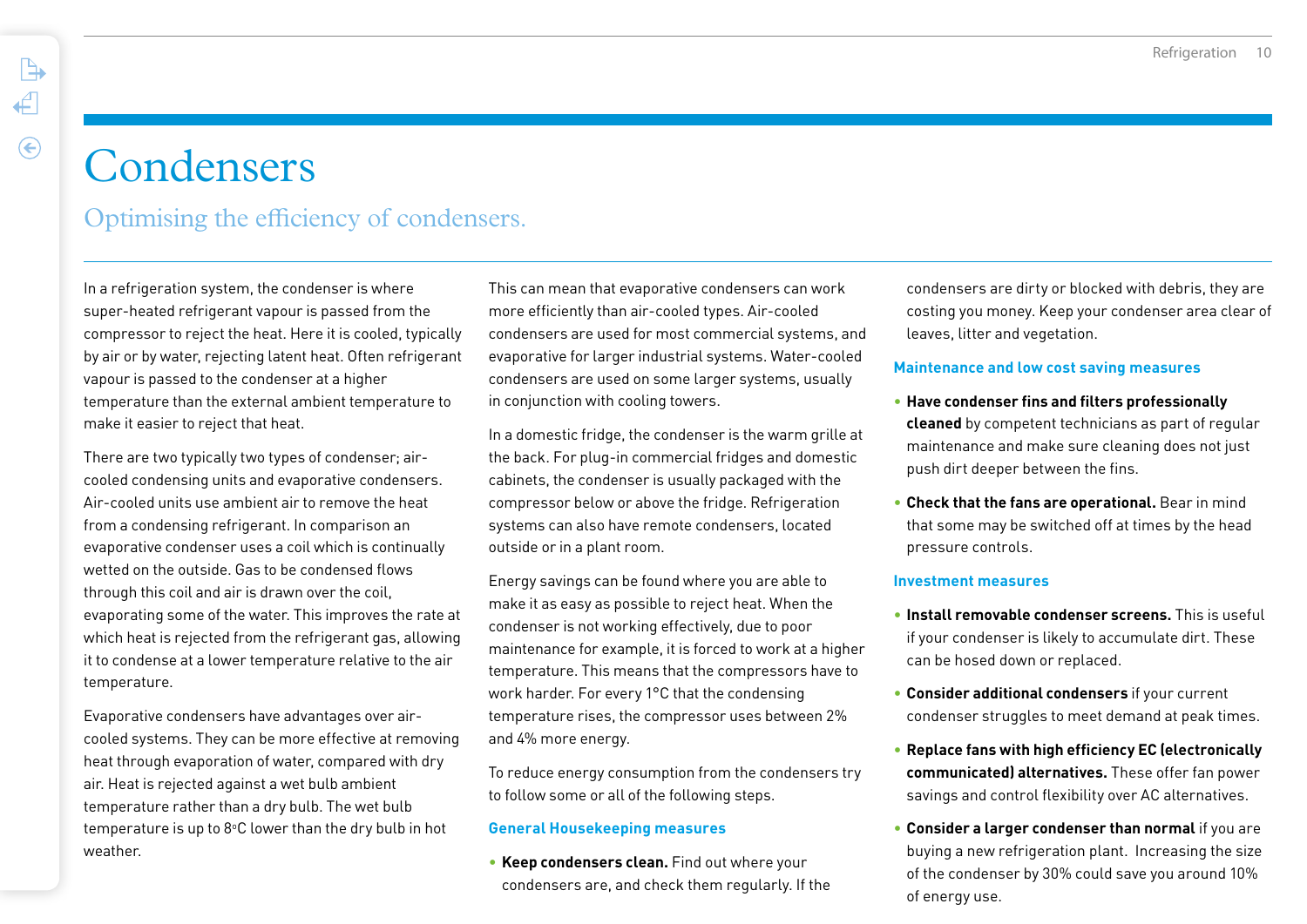# Condensers

## Optimising the efficiency of condensers.

In a refrigeration system, the condenser is where super-heated refrigerant vapour is passed from the compressor to reject the heat. Here it is cooled, typically by air or by water, rejecting latent heat. Often refrigerant vapour is passed to the condenser at a higher temperature than the external ambient temperature to make it easier to reject that heat.

There are two typically two types of condenser; air-cooled condensing units and evaporative condensers. Air-cooled units use ambient air to remove the heat from a condensing refrigerant. In comparison an evaporative condenser uses a coil which is continually wetted on the outside. Gas to be condensed flows through this coil and air is drawn over the coil, evaporating some of the water. This improves the rate at which heat is rejected from the refrigerant gas, allowing it to condense at a lower temperature relative to the air temperature.

Evaporative condensers have advantages over air-cooled systems. They can be more effective at removing heat through evaporation of water, compared with dry air. Heat is rejected against a wet bulb ambient temperature rather than a dry bulb. The wet bulb temperature is up to 8°C lower than the dry bulb in hot weather.

This can mean that evaporative condensers can work more efficiently than air-cooled types. Air-cooled condensers are used for most commercial systems, and evaporative for larger industrial systems. Water-cooled condensers are used on some larger systems, usually in conjunction with cooling towers.

In a domestic fridge, the condenser is the warm grille at the back. For plug-in commercial fridges and domestic cabinets, the condenser is usually packaged with the compressor below or above the fridge. Refrigeration systems can also have remote condensers, located outside or in a plant room.

Energy savings can be found where you are able to make it as easy as possible to reject heat. When the condenser is not working effectively, due to poor maintenance for example, it is forced to work at a higher temperature. This means that the compressors have to work harder. For every 1°C that the condensing temperature rises, the compressor uses between 2% and 4% more energy.

To reduce energy consumption from the condensers try to follow some or all of the following steps.

### General Housekeeping measures

- **Keep condensers clean.** Find out where your condensers are, and check them regularly. If the condensers are dirty or blocked with debris, they are costing you money. Keep your condenser area clear of leaves, litter and vegetation.

### Maintenance and low cost saving measures

- **Have condenser fins and filters professionally cleaned** by competent technicians as part of regular maintenance and make sure cleaning does not just push dirt deeper between the fins.
- **Check that the fans are operational.** Bear in mind that some may be switched off at times by the head pressure controls.

### Investment measures

- **Install removable condenser screens.** This is useful if your condenser is likely to accumulate dirt. These can be hosed down or replaced.
- **Consider additional condensers** if your current condenser struggles to meet demand at peak times.
- **Replace fans with high efficiency EC (electronically communicated) alternatives.** These offer fan power savings and control flexibility over AC alternatives.
- **Consider a larger condenser than normal** if you are buying a new refrigeration plant. Increasing the size of the condenser by 30% could save you around 10% of energy use.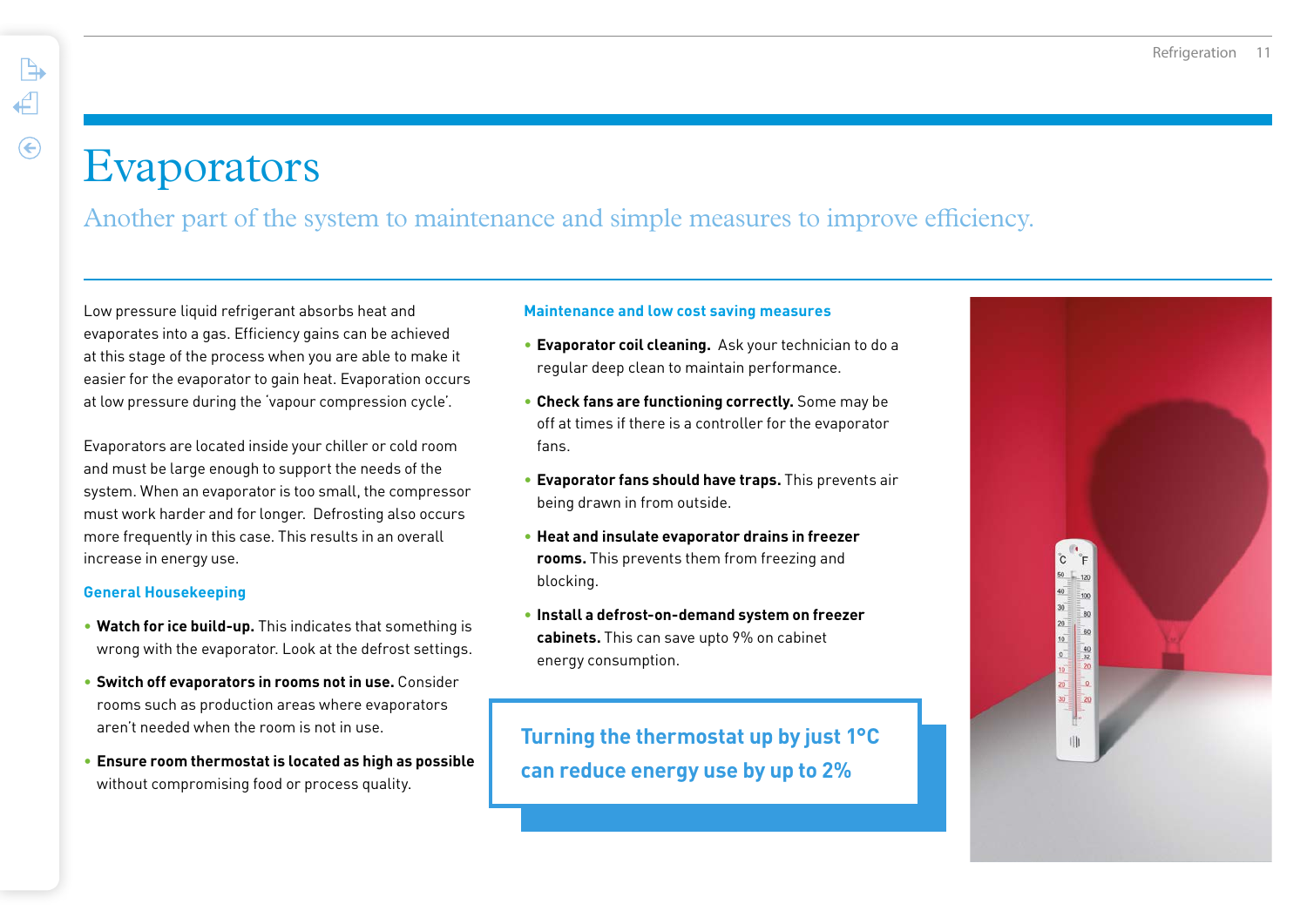# Evaporators

Another part of the system to maintenance and simple measures to improve efficiency.

Low pressure liquid refrigerant absorbs heat and evaporates into a gas. Efficiency gains can be achieved at this stage of the process when you are able to make it easier for the evaporator to gain heat. Evaporation occurs at low pressure during the 'vapour compression cycle'.

Evaporators are located inside your chiller or cold room and must be large enough to support the needs of the system. When an evaporator is too small, the compressor must work harder and for longer. Defrosting also occurs more frequently in this case. This results in an overall increase in energy use.

### General Housekeeping

- **Watch for ice build-up.** This indicates that something is wrong with the evaporator. Look at the defrost settings.
- **Switch off evaporators in rooms not in use.** Consider rooms such as production areas where evaporators aren't needed when the room is not in use.
- **Ensure room thermostat is located as high as possible** without compromising food or process quality.

### Maintenance and low cost saving measures

- **Evaporator coil cleaning.** Ask your technician to do a regular deep clean to maintain performance.
- **Check fans are functioning correctly.** Some may be off at times if there is a controller for the evaporator fans.
- **Evaporator fans should have traps.** This prevents air being drawn in from outside.
- **Heat and insulate evaporator drains in freezer rooms.** This prevents them from freezing and blocking.
- **Install a defrost-on-demand system on freezer cabinets.** This can save upto 9% on cabinet energy consumption.

**Turning the thermostat up by just 1°C can reduce energy use by up to 2%**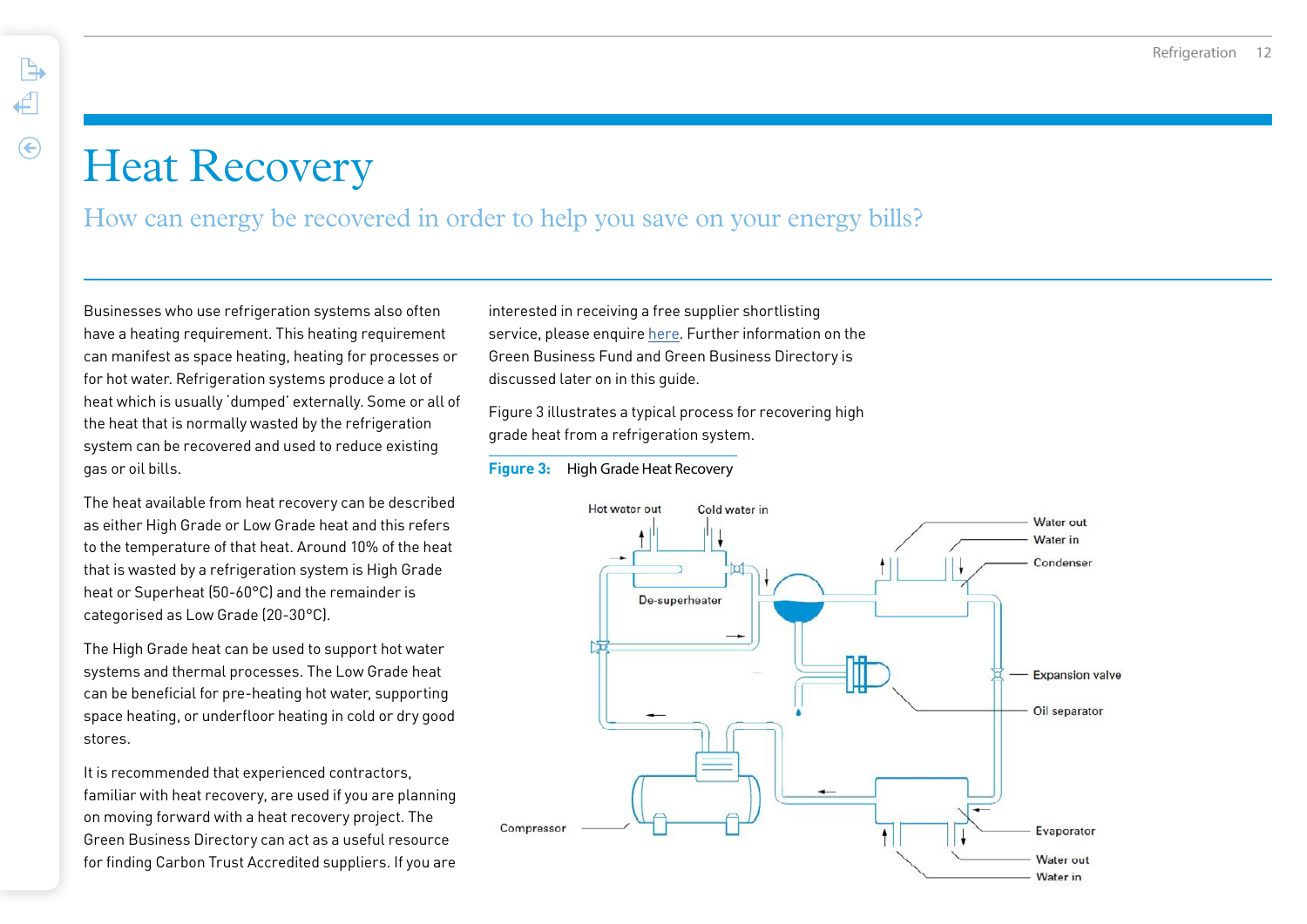# Heat Recovery

## How can energy be recovered in order to help you save on your energy bills?

Businesses who use refrigeration systems also often have a heating requirement. This heating requirement can manifest as space heating, heating for processes or for hot water. Refrigeration systems produce a lot of heat which is usually 'dumped' externally. Some or all of the heat that is normally wasted by the refrigeration system can be recovered and used to reduce existing gas or oil bills.

The heat available from heat recovery can be described as either High Grade or Low Grade heat and this refers to the temperature of that heat. Around 10% of the heat that is wasted by a refrigeration system is High Grade heat or Superheat (50-60°C) and the remainder is categorised as Low Grade (20-30°C).

The High Grade heat can be used to support hot water systems and thermal processes. The Low Grade heat can be beneficial for pre-heating hot water, supporting space heating, or underfloor heating in cold or dry good stores.

It is recommended that experienced contractors, familiar with heat recovery, are used if you are planning on moving forward with a heat recovery project. The Green Business Directory can act as a useful resource for finding Carbon Trust Accredited suppliers. If you are interested in receiving a free supplier shortlisting service, please enquire here. Further information on the Green Business Fund and Green Business Directory is discussed later on in this guide.

Figure 3 illustrates a typical process for recovering high grade heat from a refrigeration system.

**Figure 3:** High Grade Heat Recovery

Hot water out, Cold water in, De-superheater, Water out, Water in, Condenser, Expansion valve, Oil separator, Compressor, Evaporator, Water out, Water in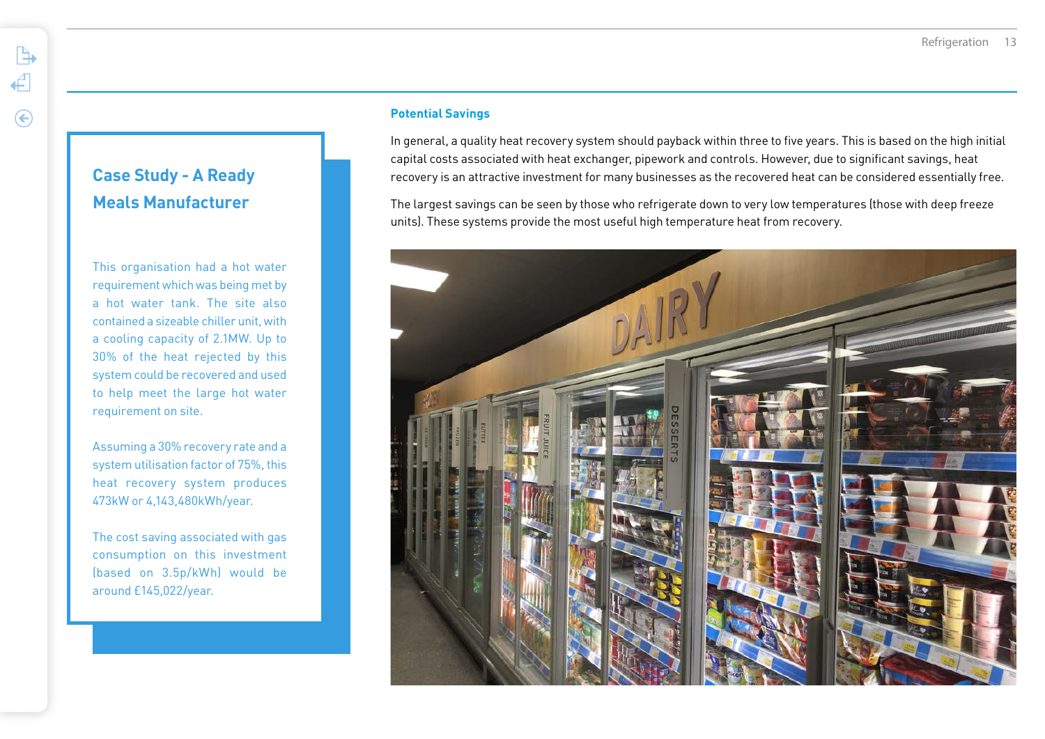## Case Study - A Ready Meals Manufacturer

This organisation had a hot water requirement which was being met by a hot water tank. The site also contained a sizeable chiller unit, with a cooling capacity of 2.1MW. Up to 30% of the heat rejected by this system could be recovered and used to help meet the large hot water requirement on site.

Assuming a 30% recovery rate and a system utilisation factor of 75%, this heat recovery system produces 473kW or 4,143,480kWh/year.

The cost saving associated with gas consumption on this investment (based on 3.5p/kWh) would be around £145,022/year.

### Potential Savings

In general, a quality heat recovery system should payback within three to five years. This is based on the high initial capital costs associated with heat exchanger, pipework and controls. However, due to significant savings, heat recovery is an attractive investment for many businesses as the recovered heat can be considered essentially free.

The largest savings can be seen by those who refrigerate down to very low temperatures (those with deep freeze units). These systems provide the most useful high temperature heat from recovery.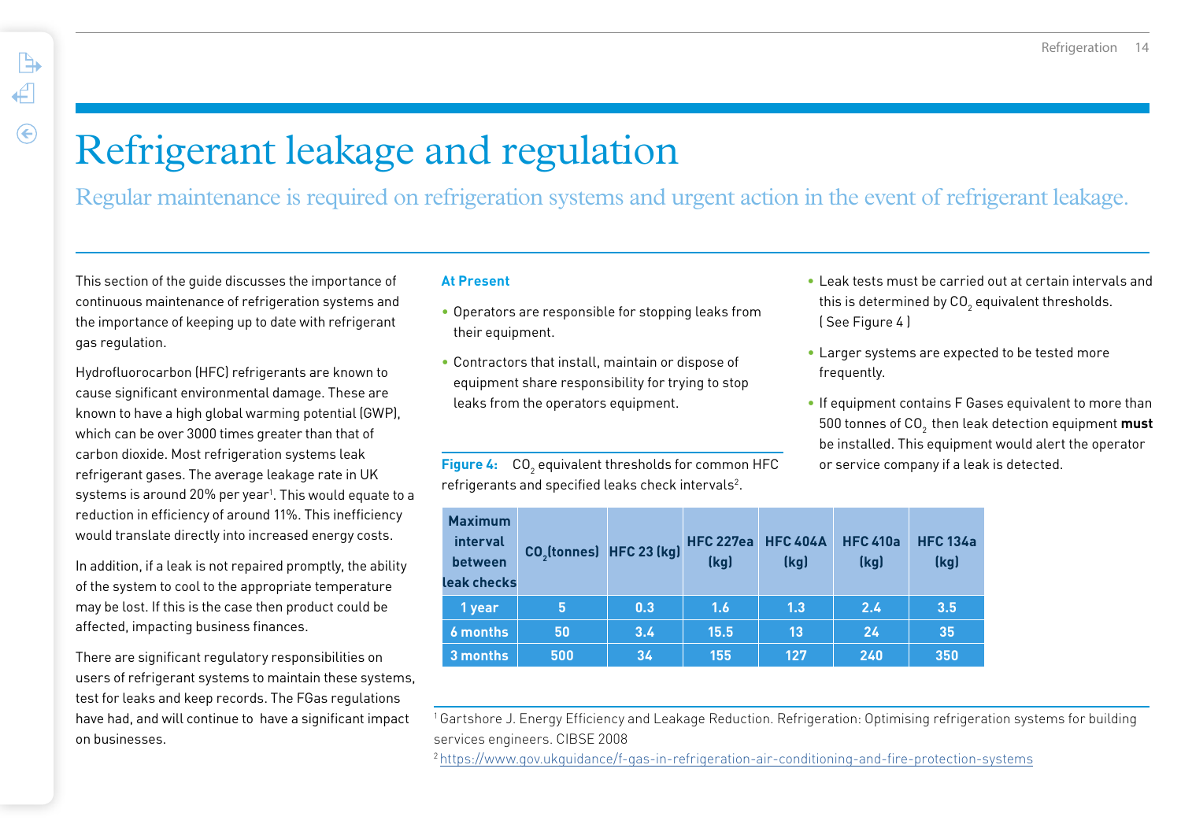# Refrigerant leakage and regulation

Regular maintenance is required on refrigeration systems and urgent action in the event of refrigerant leakage.

This section of the guide discusses the importance of continuous maintenance of refrigeration systems and the importance of keeping up to date with refrigerant gas regulation.

Hydrofluorocarbon (HFC) refrigerants are known to cause significant environmental damage. These are known to have a high global warming potential (GWP), which can be over 3000 times greater than that of carbon dioxide. Most refrigeration systems leak refrigerant gases. The average leakage rate in UK systems is around 20% per year[1]. This would equate to a reduction in efficiency of around 11%. This inefficiency would translate directly into increased energy costs.

In addition, if a leak is not repaired promptly, the ability of the system to cool to the appropriate temperature may be lost. If this is the case then product could be affected, impacting business finances.

There are significant regulatory responsibilities on users of refrigerant systems to maintain these systems, test for leaks and keep records. The FGas regulations have had, and will continue to have a significant impact on businesses.

### At Present

- Operators are responsible for stopping leaks from their equipment.
- Contractors that install, maintain or dispose of equipment share responsibility for trying to stop leaks from the operators equipment.

**Figure 4:** $CO_2$ equivalent thresholds for common HFC refrigerants and specified leaks check intervals[2].

| Maximum interval between leak checks | $CO_2$ (tonnes) | HFC 23 (kg) | HFC 227ea (kg) | HFC 404A (kg) | HFC 410a (kg) | HFC 134a (kg) |
|---|---|---|---|---|---|---|
| 1 year | 5 | 0.3 | 1.6 | 1.3 | 2.4 | 3.5 |
| 6 months | 50 | 3.4 | 15.5 | 13 | 24 | 35 |
| 3 months | 500 | 34 | 155 | 127 | 240 | 350 |

- Leak tests must be carried out at certain intervals and this is determined by $CO_2$ equivalent thresholds. ( See Figure 4 )
- Larger systems are expected to be tested more frequently.
- If equipment contains F Gases equivalent to more than 500 tonnes of $CO_2$ then leak detection equipment **must** be installed. This equipment would alert the operator or service company if a leak is detected.

[1] Gartshore J. Energy Efficiency and Leakage Reduction. Refrigeration: Optimising refrigeration systems for building services engineers. CIBSE 2008

[2] https://www.gov.ukguidance/f-gas-in-refrigeration-air-conditioning-and-fire-protection-systems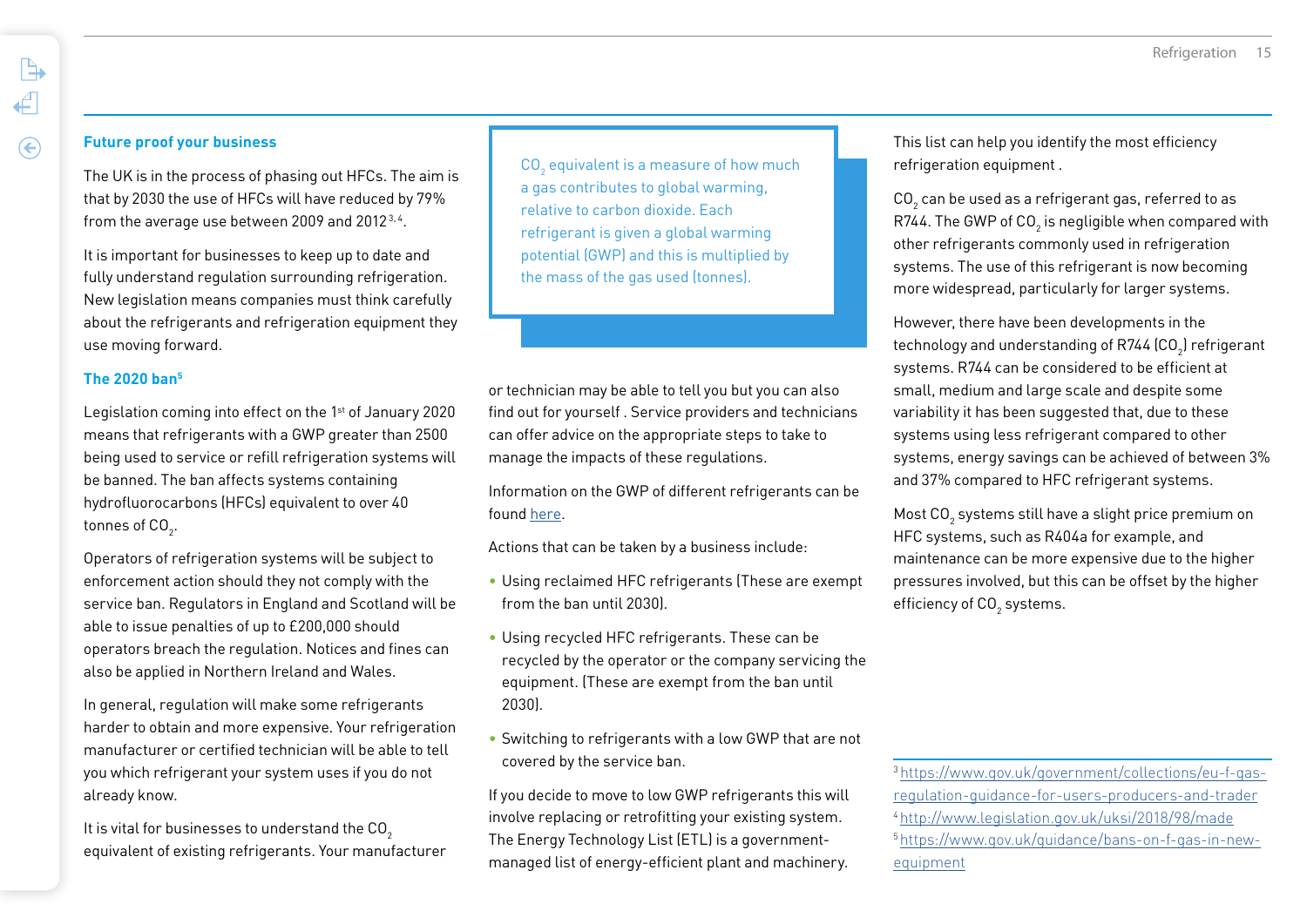## Future proof your business

The UK is in the process of phasing out HFCs. The aim is that by 2030 the use of HFCs will have reduced by 79% from the average use between 2009 and 2012[3,4].

It is important for businesses to keep up to date and fully understand regulation surrounding refrigeration. New legislation means companies must think carefully about the refrigerants and refrigeration equipment they use moving forward.

## The 2020 ban[5]

Legislation coming into effect on the 1st of January 2020 means that refrigerants with a GWP greater than 2500 being used to service or refill refrigeration systems will be banned. The ban affects systems containing hydrofluorocarbons (HFCs) equivalent to over 40 tonnes of $CO_2$.

Operators of refrigeration systems will be subject to enforcement action should they not comply with the service ban. Regulators in England and Scotland will be able to issue penalties of up to £200,000 should operators breach the regulation. Notices and fines can also be applied in Northern Ireland and Wales.

In general, regulation will make some refrigerants harder to obtain and more expensive. Your refrigeration manufacturer or certified technician will be able to tell you which refrigerant your system uses if you do not already know.

It is vital for businesses to understand the $CO_2$ equivalent of existing refrigerants. Your manufacturer or technician may be able to tell you but you can also find out for yourself . Service providers and technicians can offer advice on the appropriate steps to take to manage the impacts of these regulations.

> $CO_2$ equivalent is a measure of how much a gas contributes to global warming, relative to carbon dioxide. Each refrigerant is given a global warming potential (GWP) and this is multiplied by the mass of the gas used (tonnes).

Information on the GWP of different refrigerants can be found here.

Actions that can be taken by a business include:

- Using reclaimed HFC refrigerants (These are exempt from the ban until 2030).
- Using recycled HFC refrigerants. These can be recycled by the operator or the company servicing the equipment. (These are exempt from the ban until 2030).
- Switching to refrigerants with a low GWP that are not covered by the service ban.

If you decide to move to low GWP refrigerants this will involve replacing or retrofitting your existing system. The Energy Technology List (ETL) is a government-managed list of energy-efficient plant and machinery. This list can help you identify the most efficiency refrigeration equipment .

$CO_2$ can be used as a refrigerant gas, referred to as R744. The GWP of $CO_2$ is negligible when compared with other refrigerants commonly used in refrigeration systems. The use of this refrigerant is now becoming more widespread, particularly for larger systems.

However, there have been developments in the technology and understanding of R744 ($CO_2$) refrigerant systems. R744 can be considered to be efficient at small, medium and large scale and despite some variability it has been suggested that, due to these systems using less refrigerant compared to other systems, energy savings can be achieved of between 3% and 37% compared to HFC refrigerant systems.

Most $CO_2$ systems still have a slight price premium on HFC systems, such as R404a for example, and maintenance can be more expensive due to the higher pressures involved, but this can be offset by the higher efficiency of $CO_2$ systems.

---

[3] https://www.gov.uk/government/collections/eu-f-gas-regulation-guidance-for-users-producers-and-trader
[4] http://www.legislation.gov.uk/uksi/2018/98/made
[5] https://www.gov.uk/guidance/bans-on-f-gas-in-new-equipment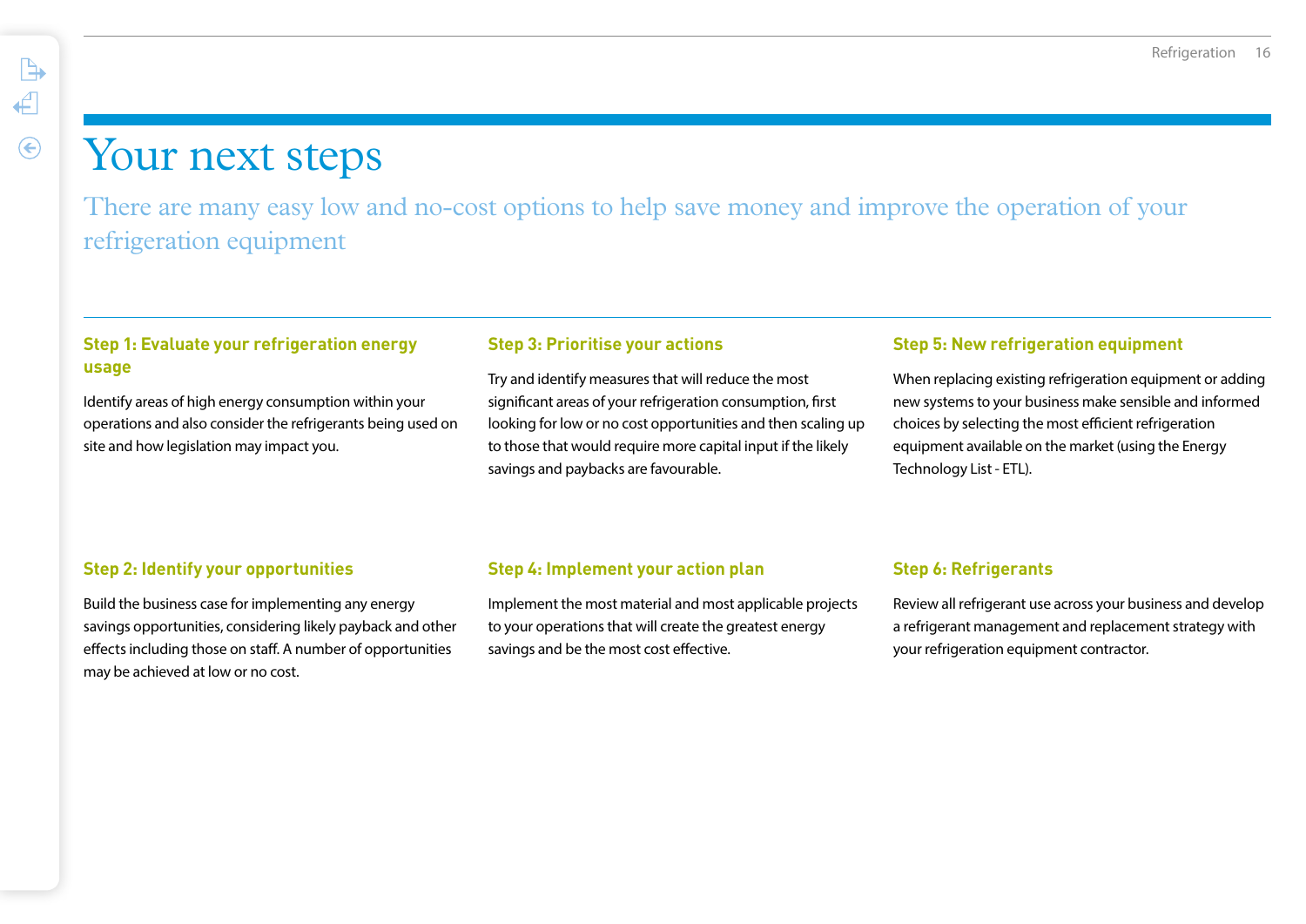# Your next steps

There are many easy low and no-cost options to help save money and improve the operation of your refrigeration equipment

### Step 1: Evaluate your refrigeration energy usage

Identify areas of high energy consumption within your operations and also consider the refrigerants being used on site and how legislation may impact you.

### Step 2: Identify your opportunities

Build the business case for implementing any energy savings opportunities, considering likely payback and other effects including those on staff. A number of opportunities may be achieved at low or no cost.

### Step 3: Prioritise your actions

Try and identify measures that will reduce the most significant areas of your refrigeration consumption, first looking for low or no cost opportunities and then scaling up to those that would require more capital input if the likely savings and paybacks are favourable.

### Step 4: Implement your action plan

Implement the most material and most applicable projects to your operations that will create the greatest energy savings and be the most cost effective.

### Step 5: New refrigeration equipment

When replacing existing refrigeration equipment or adding new systems to your business make sensible and informed choices by selecting the most efficient refrigeration equipment available on the market (using the Energy Technology List - ETL).

### Step 6: Refrigerants

Review all refrigerant use across your business and develop a refrigerant management and replacement strategy with your refrigeration equipment contractor.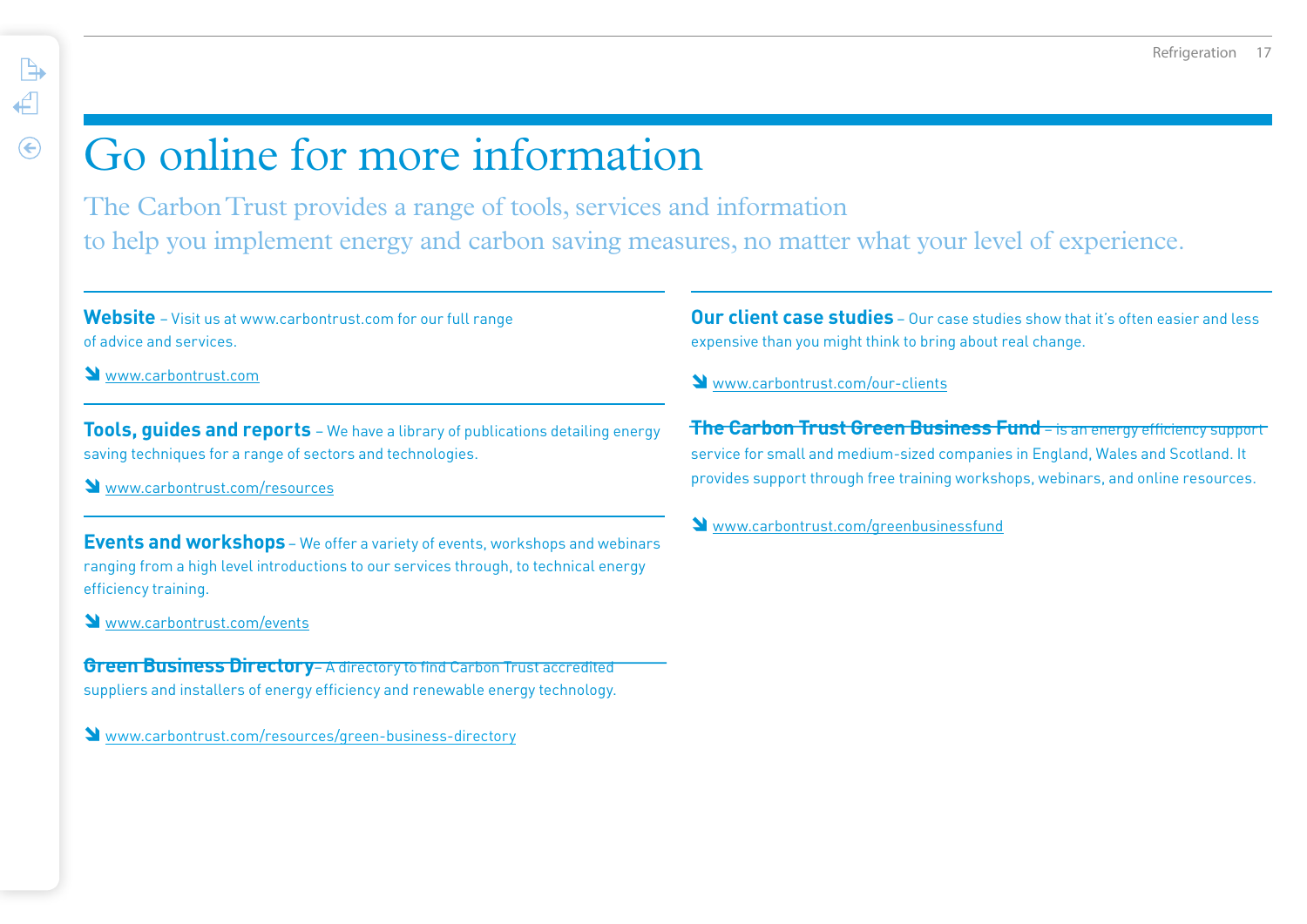# Go online for more information

The Carbon Trust provides a range of tools, services and information to help you implement energy and carbon saving measures, no matter what your level of experience.

**Website** – Visit us at www.carbontrust.com for our full range of advice and services.

www.carbontrust.com

**Tools, guides and reports** – We have a library of publications detailing energy saving techniques for a range of sectors and technologies.

www.carbontrust.com/resources

**Events and workshops** – We offer a variety of events, workshops and webinars ranging from a high level introductions to our services through, to technical energy efficiency training.

www.carbontrust.com/events

**Green Business Directory** – A directory to find Carbon Trust accredited suppliers and installers of energy efficiency and renewable energy technology.

www.carbontrust.com/resources/green-business-directory

**Our client case studies** – Our case studies show that it's often easier and less expensive than you might think to bring about real change.

www.carbontrust.com/our-clients

**The Carbon Trust Green Business Fund** – is an energy efficiency support service for small and medium-sized companies in England, Wales and Scotland. It provides support through free training workshops, webinars, and online resources.

www.carbontrust.com/greenbusinessfund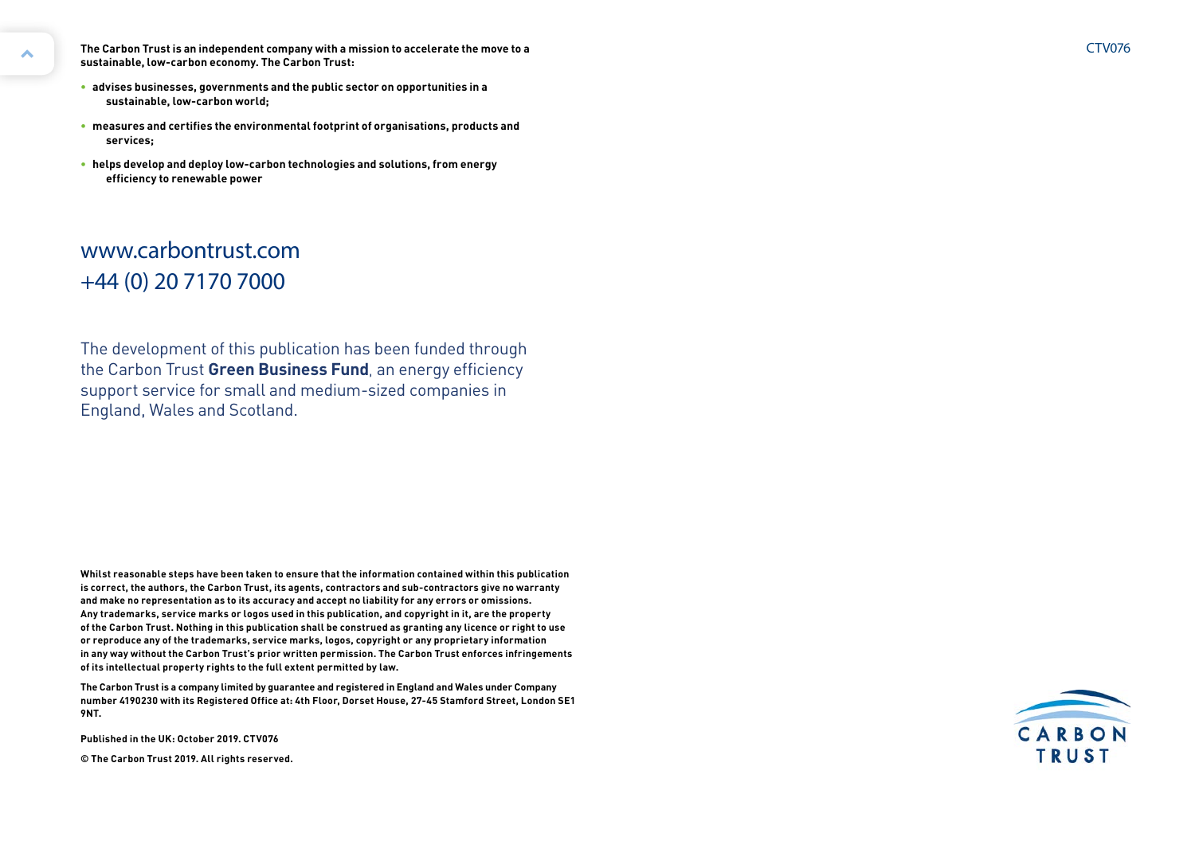**The Carbon Trust is an independent company with a mission to accelerate the move to a sustainable, low-carbon economy. The Carbon Trust:**

- **advises businesses, governments and the public sector on opportunities in a sustainable, low-carbon world;**
- **measures and certifies the environmental footprint of organisations, products and services;**
- **helps develop and deploy low-carbon technologies and solutions, from energy efficiency to renewable power**

www.carbontrust.com
+44 (0) 20 7170 7000

The development of this publication has been funded through the Carbon Trust **Green Business Fund**, an energy efficiency support service for small and medium-sized companies in England, Wales and Scotland.

**Whilst reasonable steps have been taken to ensure that the information contained within this publication is correct, the authors, the Carbon Trust, its agents, contractors and sub-contractors give no warranty and make no representation as to its accuracy and accept no liability for any errors or omissions. Any trademarks, service marks or logos used in this publication, and copyright in it, are the property of the Carbon Trust. Nothing in this publication shall be construed as granting any licence or right to use or reproduce any of the trademarks, service marks, logos, copyright or any proprietary information in any way without the Carbon Trust's prior written permission. The Carbon Trust enforces infringements of its intellectual property rights to the full extent permitted by law.**

**The Carbon Trust is a company limited by guarantee and registered in England and Wales under Company number 4190230 with its Registered Office at: 4th Floor, Dorset House, 27-45 Stamford Street, London SE1 9NT.**

**Published in the UK: October 2019. CTV076**

**© The Carbon Trust 2019. All rights reserved.**